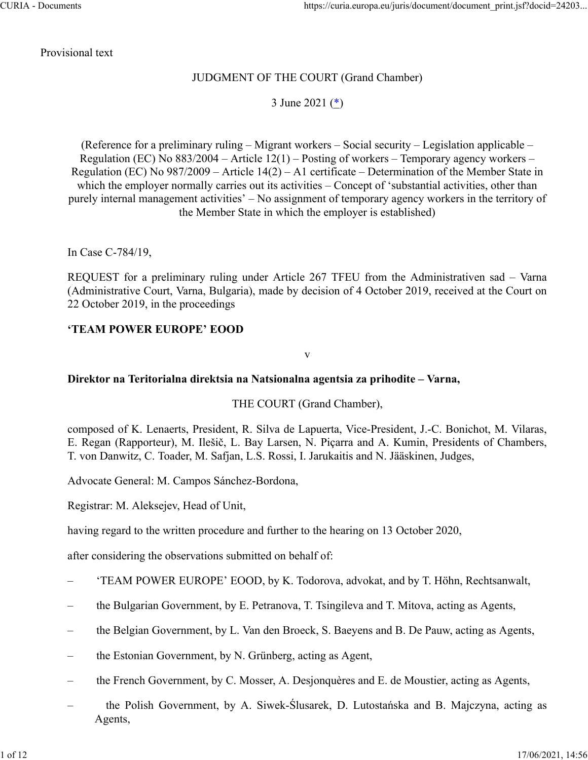Provisional text

JUDGMENT OF THE COURT (Grand Chamber)

3 June 2021 (*)

(Reference for a preliminary ruling – Migrant workers – Social security – Legislation applicable – Regulation (EC) No 883/2004 – Article 12(1) – Posting of workers – Temporary agency workers – Regulation (EC) No 987/2009 – Article 14(2) – A1 certificate – Determination of the Member State in which the employer normally carries out its activities – Concept of 'substantial activities, other than purely internal management activities' – No assignment of temporary agency workers in the territory of the Member State in which the employer is established)

In Case C-784/19,

REQUEST for a preliminary ruling under Article 267 TFEU from the Administrativen sad – Varna (Administrative Court, Varna, Bulgaria), made by decision of 4 October 2019, received at the Court on 22 October 2019, in the proceedings

**'TEAM POWER EUROPE' EOOD**

v

**Direktor na Teritorialna direktsia na Natsionalna agentsia za prihodite – Varna,**

THE COURT (Grand Chamber),

composed of K. Lenaerts, President, R. Silva de Lapuerta, Vice-President, J.-C. Bonichot, M. Vilaras, E. Regan (Rapporteur), M. Ilešič, L. Bay Larsen, N. Piçarra and A. Kumin, Presidents of Chambers, T. von Danwitz, C. Toader, M. Safjan, L.S. Rossi, I. Jarukaitis and N. Jääskinen, Judges,

Advocate General: M. Campos Sánchez-Bordona,

Registrar: M. Aleksejev, Head of Unit,

having regard to the written procedure and further to the hearing on 13 October 2020,

after considering the observations submitted on behalf of:

– 'TEAM POWER EUROPE' EOOD, by K. Todorova, advokat, and by T. Höhn, Rechtsanwalt,

– the Bulgarian Government, by E. Petranova, T. Tsingileva and T. Mitova, acting as Agents,

– the Belgian Government, by L. Van den Broeck, S. Baeyens and B. De Pauw, acting as Agents,

– the Estonian Government, by N. Grünberg, acting as Agent,

– the French Government, by C. Mosser, A. Desjonquères and E. de Moustier, acting as Agents,

– the Polish Government, by A. Siwek-Ślusarek, D. Lutostańska and B. Majczyna, acting as Agents,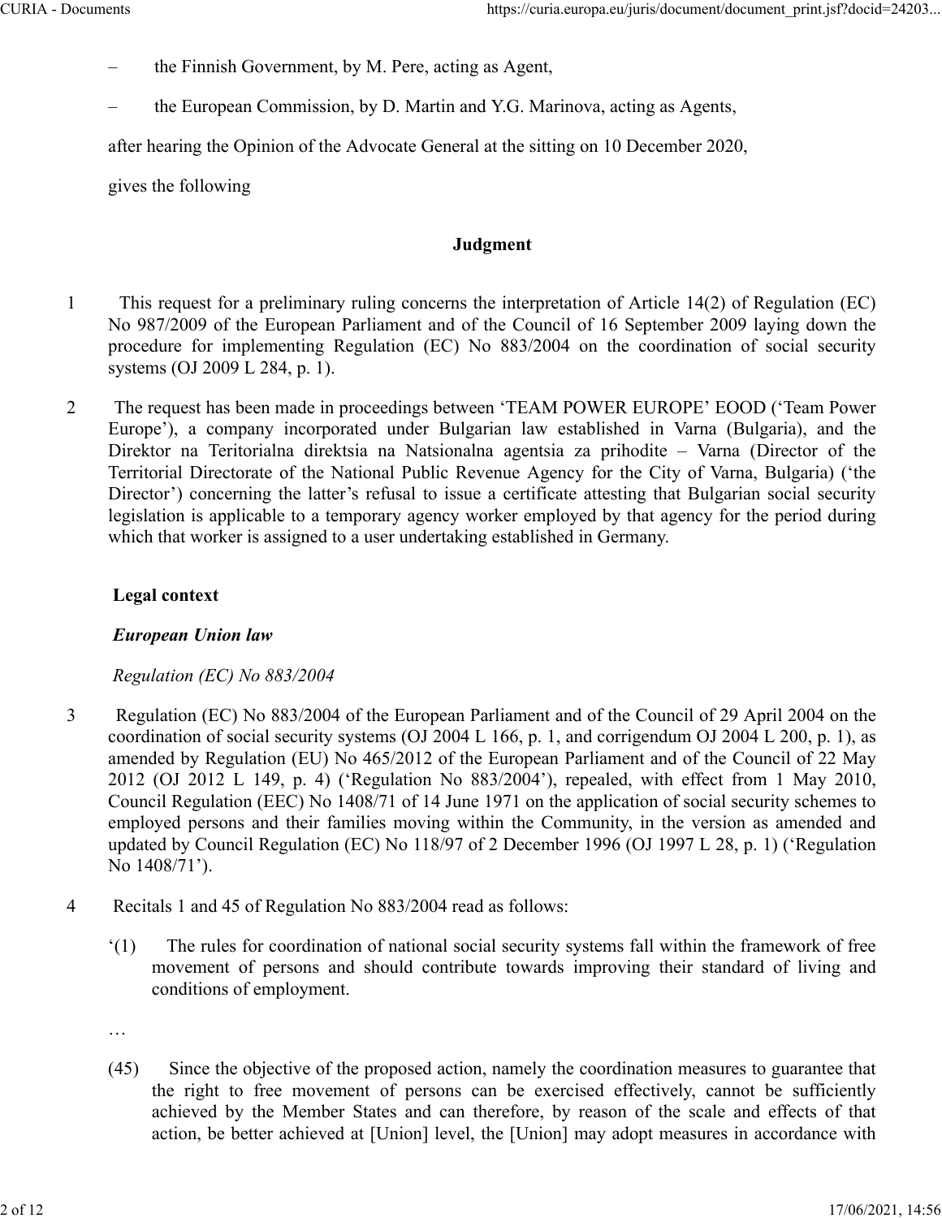– the Finnish Government, by M. Pere, acting as Agent,

– the European Commission, by D. Martin and Y.G. Marinova, acting as Agents,

after hearing the Opinion of the Advocate General at the sitting on 10 December 2020,

gives the following

**Judgment**

1 This request for a preliminary ruling concerns the interpretation of Article 14(2) of Regulation (EC) No 987/2009 of the European Parliament and of the Council of 16 September 2009 laying down the procedure for implementing Regulation (EC) No 883/2004 on the coordination of social security systems (OJ 2009 L 284, p. 1).

2 The request has been made in proceedings between 'TEAM POWER EUROPE' EOOD ('Team Power Europe'), a company incorporated under Bulgarian law established in Varna (Bulgaria), and the Direktor na Teritorialna direktsia na Natsionalna agentsia za prihodite – Varna (Director of the Territorial Directorate of the National Public Revenue Agency for the City of Varna, Bulgaria) ('the Director') concerning the latter's refusal to issue a certificate attesting that Bulgarian social security legislation is applicable to a temporary agency worker employed by that agency for the period during which that worker is assigned to a user undertaking established in Germany.

**Legal context**

***European Union law***

*Regulation (EC) No 883/2004*

3 Regulation (EC) No 883/2004 of the European Parliament and of the Council of 29 April 2004 on the coordination of social security systems (OJ 2004 L 166, p. 1, and corrigendum OJ 2004 L 200, p. 1), as amended by Regulation (EU) No 465/2012 of the European Parliament and of the Council of 22 May 2012 (OJ 2012 L 149, p. 4) ('Regulation No 883/2004'), repealed, with effect from 1 May 2010, Council Regulation (EEC) No 1408/71 of 14 June 1971 on the application of social security schemes to employed persons and their families moving within the Community, in the version as amended and updated by Council Regulation (EC) No 118/97 of 2 December 1996 (OJ 1997 L 28, p. 1) ('Regulation No 1408/71').

4 Recitals 1 and 45 of Regulation No 883/2004 read as follows:

'(1) The rules for coordination of national social security systems fall within the framework of free movement of persons and should contribute towards improving their standard of living and conditions of employment.

…

(45) Since the objective of the proposed action, namely the coordination measures to guarantee that the right to free movement of persons can be exercised effectively, cannot be sufficiently achieved by the Member States and can therefore, by reason of the scale and effects of that action, be better achieved at [Union] level, the [Union] may adopt measures in accordance with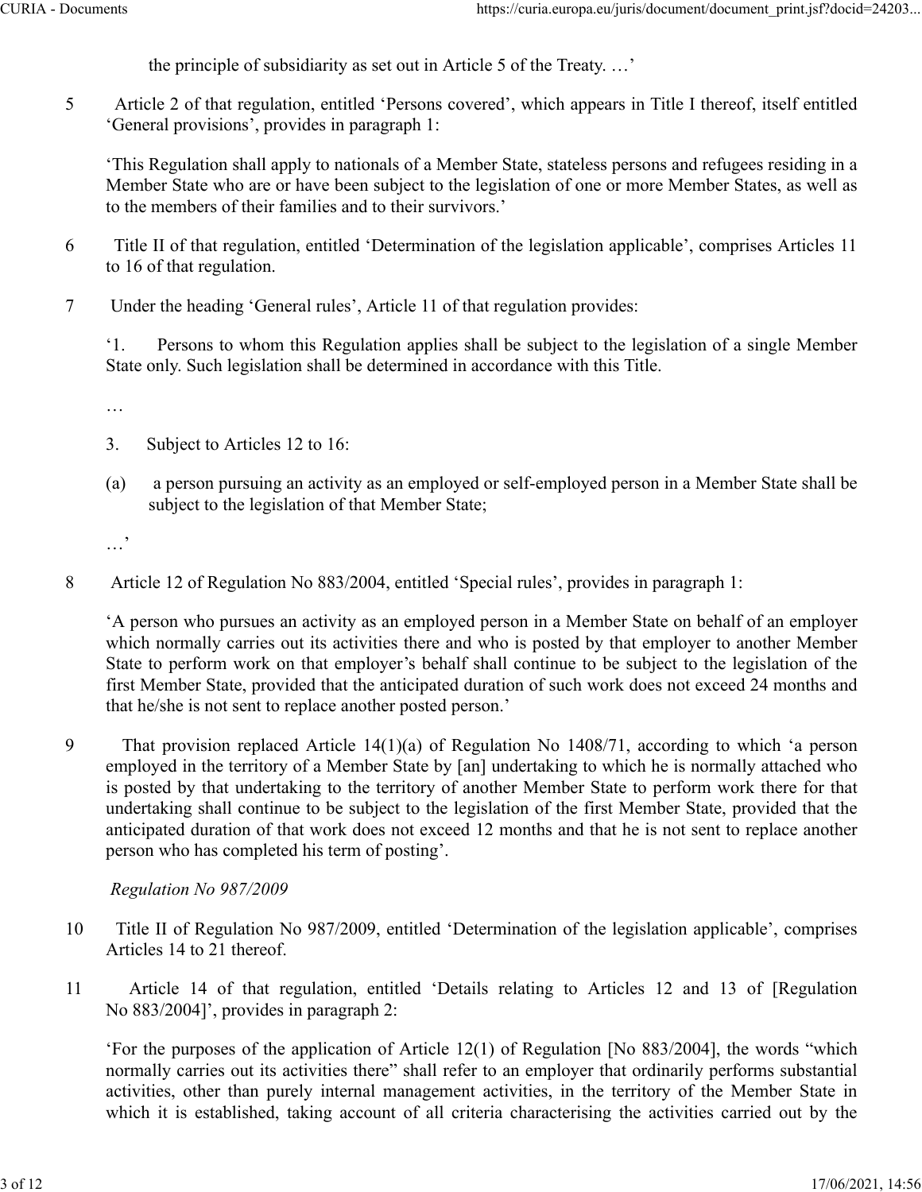the principle of subsidiarity as set out in Article 5 of the Treaty. …'

5 Article 2 of that regulation, entitled 'Persons covered', which appears in Title I thereof, itself entitled 'General provisions', provides in paragraph 1:

'This Regulation shall apply to nationals of a Member State, stateless persons and refugees residing in a Member State who are or have been subject to the legislation of one or more Member States, as well as to the members of their families and to their survivors.'

6 Title II of that regulation, entitled 'Determination of the legislation applicable', comprises Articles 11 to 16 of that regulation.

7 Under the heading 'General rules', Article 11 of that regulation provides:

'1. Persons to whom this Regulation applies shall be subject to the legislation of a single Member State only. Such legislation shall be determined in accordance with this Title.

…

3. Subject to Articles 12 to 16:

(a) a person pursuing an activity as an employed or self-employed person in a Member State shall be subject to the legislation of that Member State;

…'

8 Article 12 of Regulation No 883/2004, entitled 'Special rules', provides in paragraph 1:

'A person who pursues an activity as an employed person in a Member State on behalf of an employer which normally carries out its activities there and who is posted by that employer to another Member State to perform work on that employer's behalf shall continue to be subject to the legislation of the first Member State, provided that the anticipated duration of such work does not exceed 24 months and that he/she is not sent to replace another posted person.'

9 That provision replaced Article 14(1)(a) of Regulation No 1408/71, according to which 'a person employed in the territory of a Member State by [an] undertaking to which he is normally attached who is posted by that undertaking to the territory of another Member State to perform work there for that undertaking shall continue to be subject to the legislation of the first Member State, provided that the anticipated duration of that work does not exceed 12 months and that he is not sent to replace another person who has completed his term of posting'.

*Regulation No 987/2009*

10 Title II of Regulation No 987/2009, entitled 'Determination of the legislation applicable', comprises Articles 14 to 21 thereof.

11 Article 14 of that regulation, entitled 'Details relating to Articles 12 and 13 of [Regulation No 883/2004]', provides in paragraph 2:

'For the purposes of the application of Article 12(1) of Regulation [No 883/2004], the words "which normally carries out its activities there" shall refer to an employer that ordinarily performs substantial activities, other than purely internal management activities, in the territory of the Member State in which it is established, taking account of all criteria characterising the activities carried out by the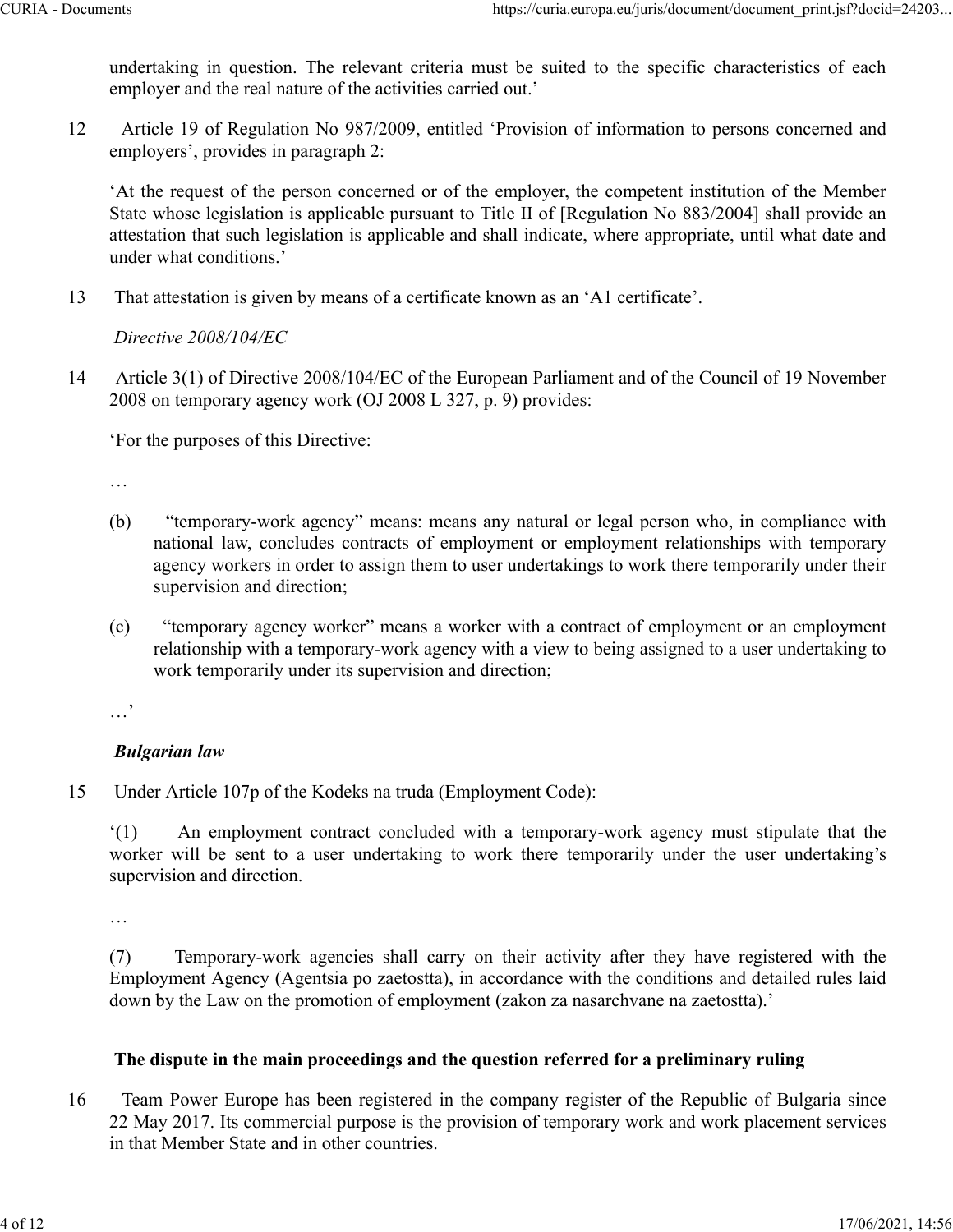undertaking in question. The relevant criteria must be suited to the specific characteristics of each employer and the real nature of the activities carried out.'

12 Article 19 of Regulation No 987/2009, entitled 'Provision of information to persons concerned and employers', provides in paragraph 2:

'At the request of the person concerned or of the employer, the competent institution of the Member State whose legislation is applicable pursuant to Title II of [Regulation No 883/2004] shall provide an attestation that such legislation is applicable and shall indicate, where appropriate, until what date and under what conditions.'

13 That attestation is given by means of a certificate known as an 'A1 certificate'.

*Directive 2008/104/EC*

14 Article 3(1) of Directive 2008/104/EC of the European Parliament and of the Council of 19 November 2008 on temporary agency work (OJ 2008 L 327, p. 9) provides:

'For the purposes of this Directive:

…

(b) "temporary-work agency" means: means any natural or legal person who, in compliance with national law, concludes contracts of employment or employment relationships with temporary agency workers in order to assign them to user undertakings to work there temporarily under their supervision and direction;

(c) "temporary agency worker" means a worker with a contract of employment or an employment relationship with a temporary-work agency with a view to being assigned to a user undertaking to work temporarily under its supervision and direction;

…'

***Bulgarian law***

15 Under Article 107p of the Kodeks na truda (Employment Code):

'(1) An employment contract concluded with a temporary-work agency must stipulate that the worker will be sent to a user undertaking to work there temporarily under the user undertaking's supervision and direction.

…

(7) Temporary-work agencies shall carry on their activity after they have registered with the Employment Agency (Agentsia po zaetostta), in accordance with the conditions and detailed rules laid down by the Law on the promotion of employment (zakon za nasarchvane na zaetostta).'

**The dispute in the main proceedings and the question referred for a preliminary ruling**

16 Team Power Europe has been registered in the company register of the Republic of Bulgaria since 22 May 2017. Its commercial purpose is the provision of temporary work and work placement services in that Member State and in other countries.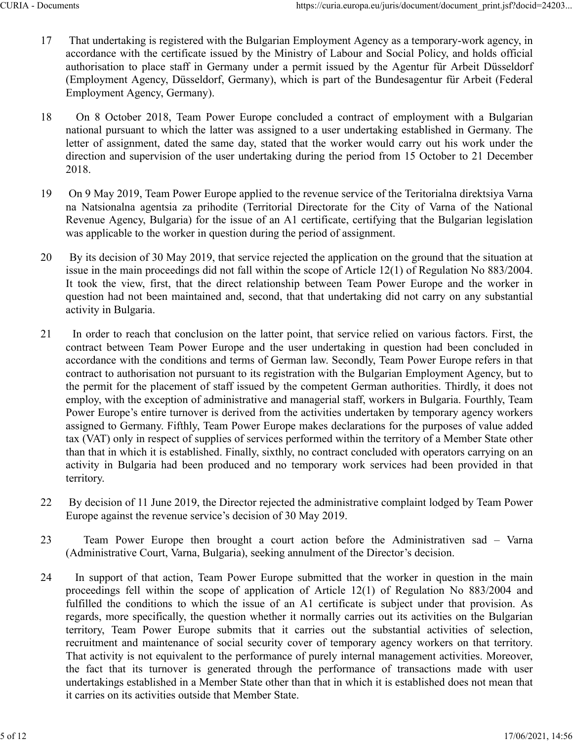17 That undertaking is registered with the Bulgarian Employment Agency as a temporary-work agency, in accordance with the certificate issued by the Ministry of Labour and Social Policy, and holds official authorisation to place staff in Germany under a permit issued by the Agentur für Arbeit Düsseldorf (Employment Agency, Düsseldorf, Germany), which is part of the Bundesagentur für Arbeit (Federal Employment Agency, Germany).

18 On 8 October 2018, Team Power Europe concluded a contract of employment with a Bulgarian national pursuant to which the latter was assigned to a user undertaking established in Germany. The letter of assignment, dated the same day, stated that the worker would carry out his work under the direction and supervision of the user undertaking during the period from 15 October to 21 December 2018.

19 On 9 May 2019, Team Power Europe applied to the revenue service of the Teritorialna direktsiya Varna na Natsionalna agentsia za prihodite (Territorial Directorate for the City of Varna of the National Revenue Agency, Bulgaria) for the issue of an A1 certificate, certifying that the Bulgarian legislation was applicable to the worker in question during the period of assignment.

20 By its decision of 30 May 2019, that service rejected the application on the ground that the situation at issue in the main proceedings did not fall within the scope of Article 12(1) of Regulation No 883/2004. It took the view, first, that the direct relationship between Team Power Europe and the worker in question had not been maintained and, second, that that undertaking did not carry on any substantial activity in Bulgaria.

21 In order to reach that conclusion on the latter point, that service relied on various factors. First, the contract between Team Power Europe and the user undertaking in question had been concluded in accordance with the conditions and terms of German law. Secondly, Team Power Europe refers in that contract to authorisation not pursuant to its registration with the Bulgarian Employment Agency, but to the permit for the placement of staff issued by the competent German authorities. Thirdly, it does not employ, with the exception of administrative and managerial staff, workers in Bulgaria. Fourthly, Team Power Europe's entire turnover is derived from the activities undertaken by temporary agency workers assigned to Germany. Fifthly, Team Power Europe makes declarations for the purposes of value added tax (VAT) only in respect of supplies of services performed within the territory of a Member State other than that in which it is established. Finally, sixthly, no contract concluded with operators carrying on an activity in Bulgaria had been produced and no temporary work services had been provided in that territory.

22 By decision of 11 June 2019, the Director rejected the administrative complaint lodged by Team Power Europe against the revenue service's decision of 30 May 2019.

23 Team Power Europe then brought a court action before the Administrativen sad – Varna (Administrative Court, Varna, Bulgaria), seeking annulment of the Director's decision.

24 In support of that action, Team Power Europe submitted that the worker in question in the main proceedings fell within the scope of application of Article 12(1) of Regulation No 883/2004 and fulfilled the conditions to which the issue of an A1 certificate is subject under that provision. As regards, more specifically, the question whether it normally carries out its activities on the Bulgarian territory, Team Power Europe submits that it carries out the substantial activities of selection, recruitment and maintenance of social security cover of temporary agency workers on that territory. That activity is not equivalent to the performance of purely internal management activities. Moreover, the fact that its turnover is generated through the performance of transactions made with user undertakings established in a Member State other than that in which it is established does not mean that it carries on its activities outside that Member State.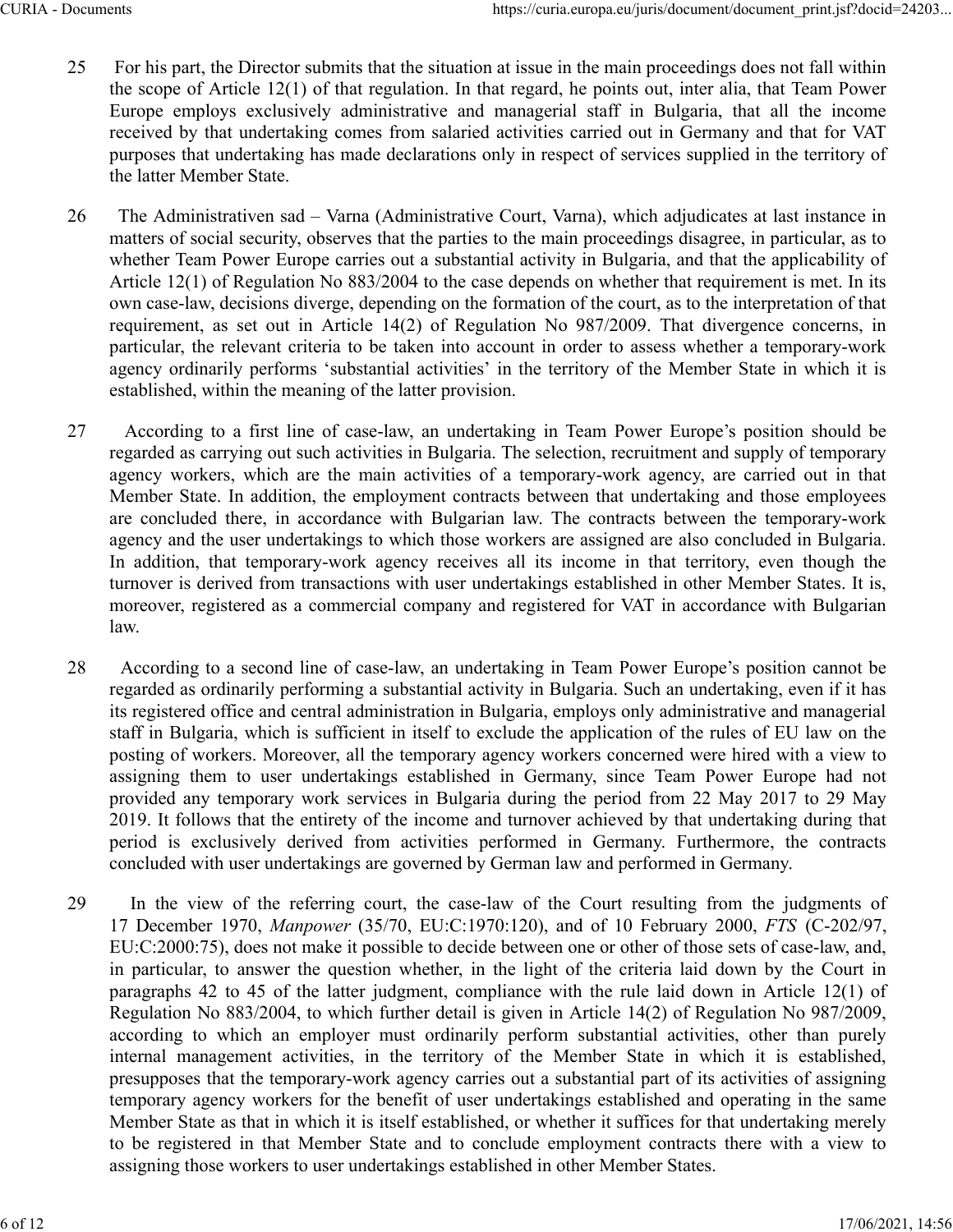25 For his part, the Director submits that the situation at issue in the main proceedings does not fall within the scope of Article 12(1) of that regulation. In that regard, he points out, inter alia, that Team Power Europe employs exclusively administrative and managerial staff in Bulgaria, that all the income received by that undertaking comes from salaried activities carried out in Germany and that for VAT purposes that undertaking has made declarations only in respect of services supplied in the territory of the latter Member State.

26 The Administrativen sad – Varna (Administrative Court, Varna), which adjudicates at last instance in matters of social security, observes that the parties to the main proceedings disagree, in particular, as to whether Team Power Europe carries out a substantial activity in Bulgaria, and that the applicability of Article 12(1) of Regulation No 883/2004 to the case depends on whether that requirement is met. In its own case-law, decisions diverge, depending on the formation of the court, as to the interpretation of that requirement, as set out in Article 14(2) of Regulation No 987/2009. That divergence concerns, in particular, the relevant criteria to be taken into account in order to assess whether a temporary-work agency ordinarily performs 'substantial activities' in the territory of the Member State in which it is established, within the meaning of the latter provision.

27 According to a first line of case-law, an undertaking in Team Power Europe's position should be regarded as carrying out such activities in Bulgaria. The selection, recruitment and supply of temporary agency workers, which are the main activities of a temporary-work agency, are carried out in that Member State. In addition, the employment contracts between that undertaking and those employees are concluded there, in accordance with Bulgarian law. The contracts between the temporary-work agency and the user undertakings to which those workers are assigned are also concluded in Bulgaria. In addition, that temporary-work agency receives all its income in that territory, even though the turnover is derived from transactions with user undertakings established in other Member States. It is, moreover, registered as a commercial company and registered for VAT in accordance with Bulgarian law.

28 According to a second line of case-law, an undertaking in Team Power Europe's position cannot be regarded as ordinarily performing a substantial activity in Bulgaria. Such an undertaking, even if it has its registered office and central administration in Bulgaria, employs only administrative and managerial staff in Bulgaria, which is sufficient in itself to exclude the application of the rules of EU law on the posting of workers. Moreover, all the temporary agency workers concerned were hired with a view to assigning them to user undertakings established in Germany, since Team Power Europe had not provided any temporary work services in Bulgaria during the period from 22 May 2017 to 29 May 2019. It follows that the entirety of the income and turnover achieved by that undertaking during that period is exclusively derived from activities performed in Germany. Furthermore, the contracts concluded with user undertakings are governed by German law and performed in Germany.

29 In the view of the referring court, the case-law of the Court resulting from the judgments of 17 December 1970, *Manpower* (35/70, EU:C:1970:120), and of 10 February 2000, *FTS* (C-202/97, EU:C:2000:75), does not make it possible to decide between one or other of those sets of case-law, and, in particular, to answer the question whether, in the light of the criteria laid down by the Court in paragraphs 42 to 45 of the latter judgment, compliance with the rule laid down in Article 12(1) of Regulation No 883/2004, to which further detail is given in Article 14(2) of Regulation No 987/2009, according to which an employer must ordinarily perform substantial activities, other than purely internal management activities, in the territory of the Member State in which it is established, presupposes that the temporary-work agency carries out a substantial part of its activities of assigning temporary agency workers for the benefit of user undertakings established and operating in the same Member State as that in which it is itself established, or whether it suffices for that undertaking merely to be registered in that Member State and to conclude employment contracts there with a view to assigning those workers to user undertakings established in other Member States.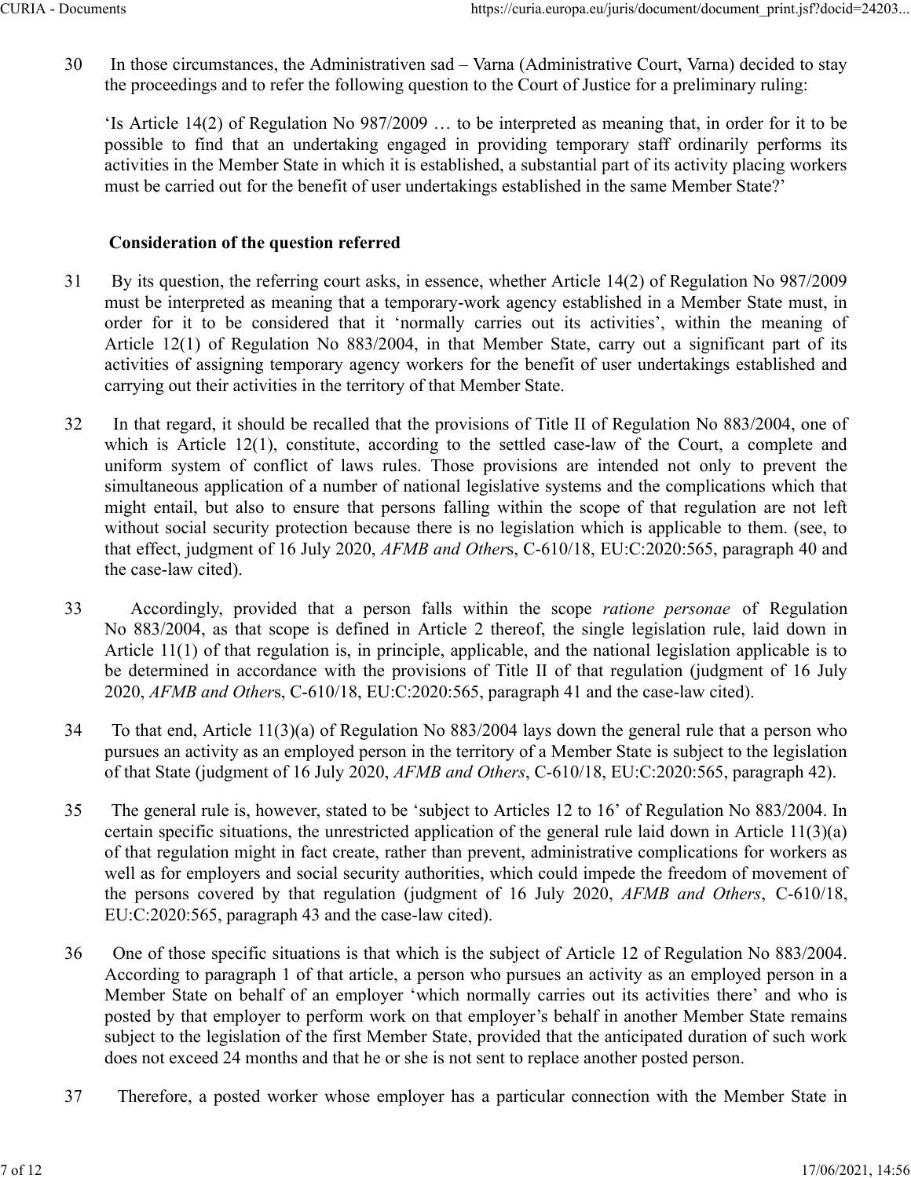30 In those circumstances, the Administrativen sad – Varna (Administrative Court, Varna) decided to stay the proceedings and to refer the following question to the Court of Justice for a preliminary ruling:

'Is Article 14(2) of Regulation No 987/2009 … to be interpreted as meaning that, in order for it to be possible to find that an undertaking engaged in providing temporary staff ordinarily performs its activities in the Member State in which it is established, a substantial part of its activity placing workers must be carried out for the benefit of user undertakings established in the same Member State?'

**Consideration of the question referred**

31 By its question, the referring court asks, in essence, whether Article 14(2) of Regulation No 987/2009 must be interpreted as meaning that a temporary-work agency established in a Member State must, in order for it to be considered that it 'normally carries out its activities', within the meaning of Article 12(1) of Regulation No 883/2004, in that Member State, carry out a significant part of its activities of assigning temporary agency workers for the benefit of user undertakings established and carrying out their activities in the territory of that Member State.

32 In that regard, it should be recalled that the provisions of Title II of Regulation No 883/2004, one of which is Article 12(1), constitute, according to the settled case-law of the Court, a complete and uniform system of conflict of laws rules. Those provisions are intended not only to prevent the simultaneous application of a number of national legislative systems and the complications which that might entail, but also to ensure that persons falling within the scope of that regulation are not left without social security protection because there is no legislation which is applicable to them. (see, to that effect, judgment of 16 July 2020, *AFMB and Others*, C-610/18, EU:C:2020:565, paragraph 40 and the case-law cited).

33 Accordingly, provided that a person falls within the scope *ratione personae* of Regulation No 883/2004, as that scope is defined in Article 2 thereof, the single legislation rule, laid down in Article 11(1) of that regulation is, in principle, applicable, and the national legislation applicable is to be determined in accordance with the provisions of Title II of that regulation (judgment of 16 July 2020, *AFMB and Others*, C-610/18, EU:C:2020:565, paragraph 41 and the case-law cited).

34 To that end, Article 11(3)(a) of Regulation No 883/2004 lays down the general rule that a person who pursues an activity as an employed person in the territory of a Member State is subject to the legislation of that State (judgment of 16 July 2020, *AFMB and Others*, C-610/18, EU:C:2020:565, paragraph 42).

35 The general rule is, however, stated to be 'subject to Articles 12 to 16' of Regulation No 883/2004. In certain specific situations, the unrestricted application of the general rule laid down in Article 11(3)(a) of that regulation might in fact create, rather than prevent, administrative complications for workers as well as for employers and social security authorities, which could impede the freedom of movement of the persons covered by that regulation (judgment of 16 July 2020, *AFMB and Others*, C-610/18, EU:C:2020:565, paragraph 43 and the case-law cited).

36 One of those specific situations is that which is the subject of Article 12 of Regulation No 883/2004. According to paragraph 1 of that article, a person who pursues an activity as an employed person in a Member State on behalf of an employer 'which normally carries out its activities there' and who is posted by that employer to perform work on that employer's behalf in another Member State remains subject to the legislation of the first Member State, provided that the anticipated duration of such work does not exceed 24 months and that he or she is not sent to replace another posted person.

37 Therefore, a posted worker whose employer has a particular connection with the Member State in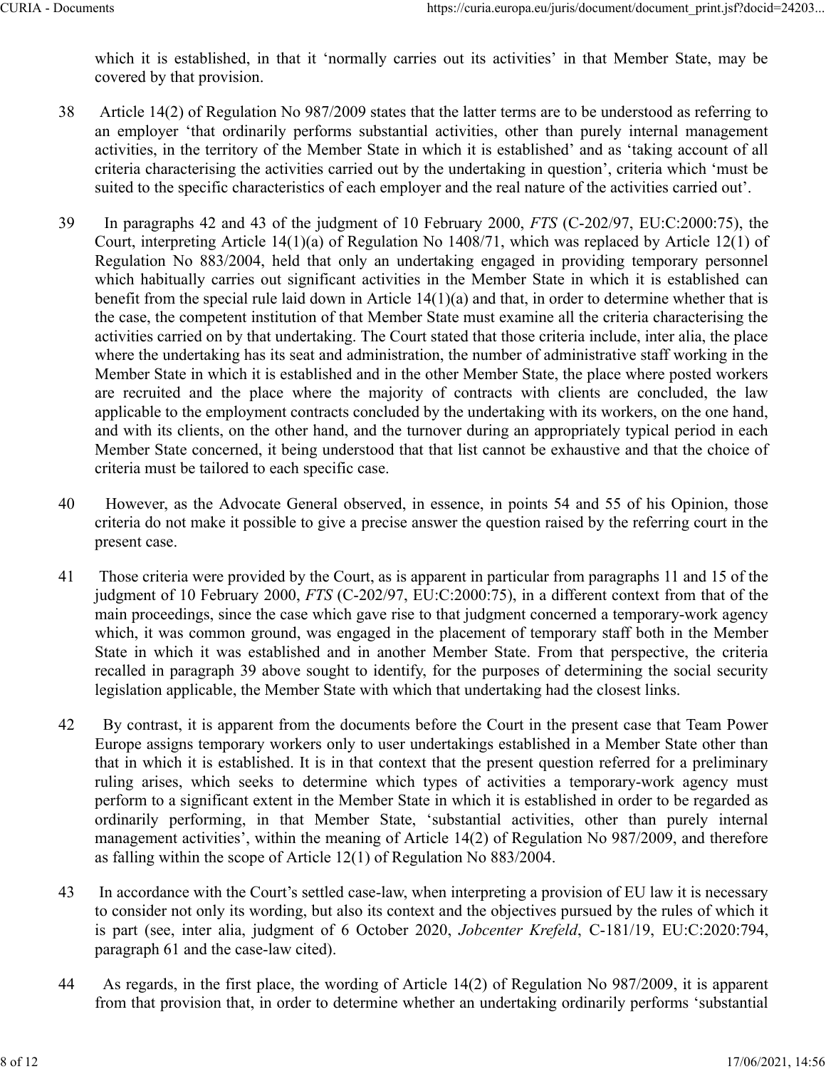which it is established, in that it 'normally carries out its activities' in that Member State, may be covered by that provision.

38 Article 14(2) of Regulation No 987/2009 states that the latter terms are to be understood as referring to an employer 'that ordinarily performs substantial activities, other than purely internal management activities, in the territory of the Member State in which it is established' and as 'taking account of all criteria characterising the activities carried out by the undertaking in question', criteria which 'must be suited to the specific characteristics of each employer and the real nature of the activities carried out'.

39 In paragraphs 42 and 43 of the judgment of 10 February 2000, *FTS* (C-202/97, EU:C:2000:75), the Court, interpreting Article 14(1)(a) of Regulation No 1408/71, which was replaced by Article 12(1) of Regulation No 883/2004, held that only an undertaking engaged in providing temporary personnel which habitually carries out significant activities in the Member State in which it is established can benefit from the special rule laid down in Article 14(1)(a) and that, in order to determine whether that is the case, the competent institution of that Member State must examine all the criteria characterising the activities carried on by that undertaking. The Court stated that those criteria include, inter alia, the place where the undertaking has its seat and administration, the number of administrative staff working in the Member State in which it is established and in the other Member State, the place where posted workers are recruited and the place where the majority of contracts with clients are concluded, the law applicable to the employment contracts concluded by the undertaking with its workers, on the one hand, and with its clients, on the other hand, and the turnover during an appropriately typical period in each Member State concerned, it being understood that that list cannot be exhaustive and that the choice of criteria must be tailored to each specific case.

40 However, as the Advocate General observed, in essence, in points 54 and 55 of his Opinion, those criteria do not make it possible to give a precise answer the question raised by the referring court in the present case.

41 Those criteria were provided by the Court, as is apparent in particular from paragraphs 11 and 15 of the judgment of 10 February 2000, *FTS* (C-202/97, EU:C:2000:75), in a different context from that of the main proceedings, since the case which gave rise to that judgment concerned a temporary-work agency which, it was common ground, was engaged in the placement of temporary staff both in the Member State in which it was established and in another Member State. From that perspective, the criteria recalled in paragraph 39 above sought to identify, for the purposes of determining the social security legislation applicable, the Member State with which that undertaking had the closest links.

42 By contrast, it is apparent from the documents before the Court in the present case that Team Power Europe assigns temporary workers only to user undertakings established in a Member State other than that in which it is established. It is in that context that the present question referred for a preliminary ruling arises, which seeks to determine which types of activities a temporary-work agency must perform to a significant extent in the Member State in which it is established in order to be regarded as ordinarily performing, in that Member State, 'substantial activities, other than purely internal management activities', within the meaning of Article 14(2) of Regulation No 987/2009, and therefore as falling within the scope of Article 12(1) of Regulation No 883/2004.

43 In accordance with the Court's settled case-law, when interpreting a provision of EU law it is necessary to consider not only its wording, but also its context and the objectives pursued by the rules of which it is part (see, inter alia, judgment of 6 October 2020, *Jobcenter Krefeld*, C-181/19, EU:C:2020:794, paragraph 61 and the case-law cited).

44 As regards, in the first place, the wording of Article 14(2) of Regulation No 987/2009, it is apparent from that provision that, in order to determine whether an undertaking ordinarily performs 'substantial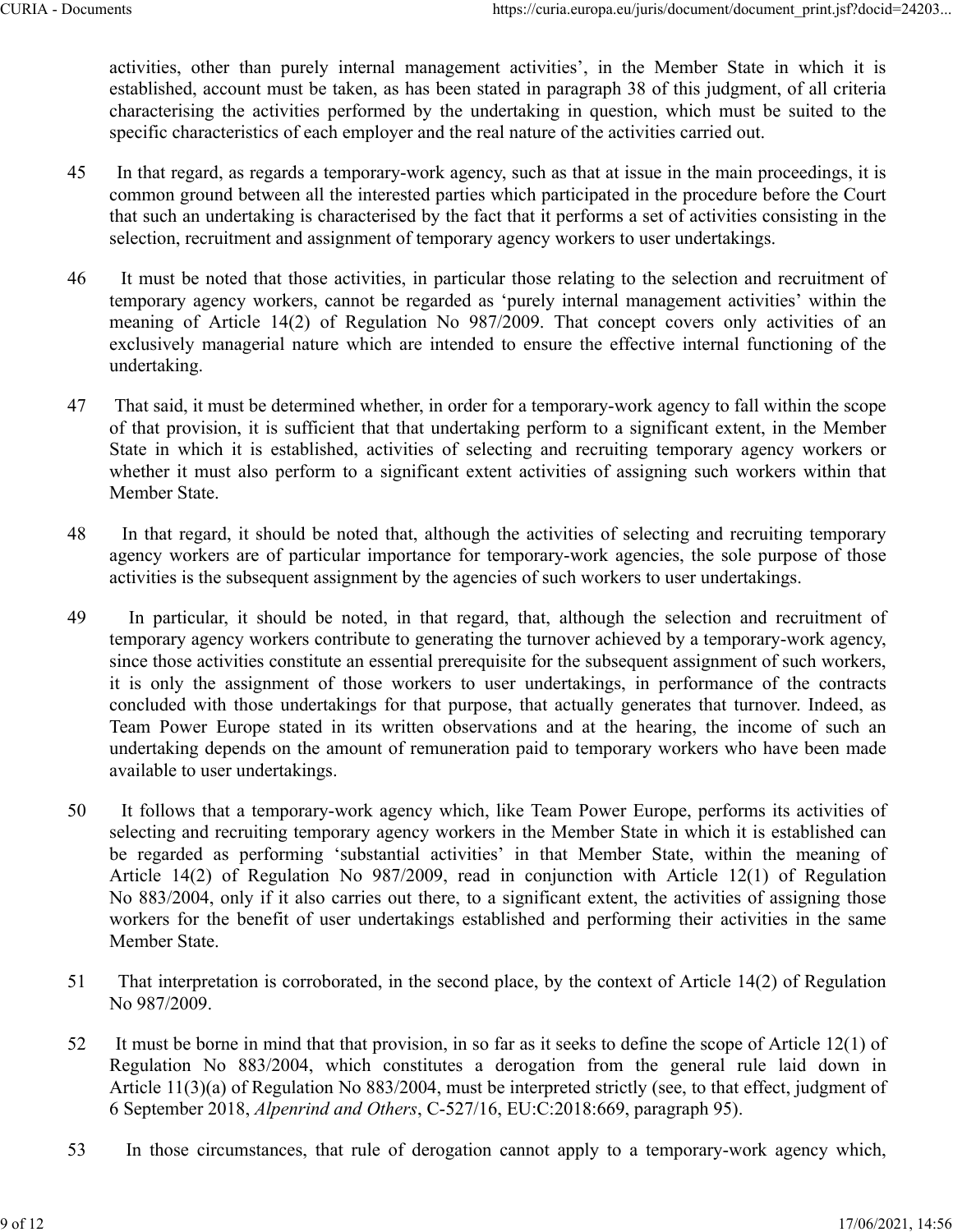activities, other than purely internal management activities', in the Member State in which it is established, account must be taken, as has been stated in paragraph 38 of this judgment, of all criteria characterising the activities performed by the undertaking in question, which must be suited to the specific characteristics of each employer and the real nature of the activities carried out.

45 In that regard, as regards a temporary-work agency, such as that at issue in the main proceedings, it is common ground between all the interested parties which participated in the procedure before the Court that such an undertaking is characterised by the fact that it performs a set of activities consisting in the selection, recruitment and assignment of temporary agency workers to user undertakings.

46 It must be noted that those activities, in particular those relating to the selection and recruitment of temporary agency workers, cannot be regarded as 'purely internal management activities' within the meaning of Article 14(2) of Regulation No 987/2009. That concept covers only activities of an exclusively managerial nature which are intended to ensure the effective internal functioning of the undertaking.

47 That said, it must be determined whether, in order for a temporary-work agency to fall within the scope of that provision, it is sufficient that that undertaking perform to a significant extent, in the Member State in which it is established, activities of selecting and recruiting temporary agency workers or whether it must also perform to a significant extent activities of assigning such workers within that Member State.

48 In that regard, it should be noted that, although the activities of selecting and recruiting temporary agency workers are of particular importance for temporary-work agencies, the sole purpose of those activities is the subsequent assignment by the agencies of such workers to user undertakings.

49 In particular, it should be noted, in that regard, that, although the selection and recruitment of temporary agency workers contribute to generating the turnover achieved by a temporary-work agency, since those activities constitute an essential prerequisite for the subsequent assignment of such workers, it is only the assignment of those workers to user undertakings, in performance of the contracts concluded with those undertakings for that purpose, that actually generates that turnover. Indeed, as Team Power Europe stated in its written observations and at the hearing, the income of such an undertaking depends on the amount of remuneration paid to temporary workers who have been made available to user undertakings.

50 It follows that a temporary-work agency which, like Team Power Europe, performs its activities of selecting and recruiting temporary agency workers in the Member State in which it is established can be regarded as performing 'substantial activities' in that Member State, within the meaning of Article 14(2) of Regulation No 987/2009, read in conjunction with Article 12(1) of Regulation No 883/2004, only if it also carries out there, to a significant extent, the activities of assigning those workers for the benefit of user undertakings established and performing their activities in the same Member State.

51 That interpretation is corroborated, in the second place, by the context of Article 14(2) of Regulation No 987/2009.

52 It must be borne in mind that that provision, in so far as it seeks to define the scope of Article 12(1) of Regulation No 883/2004, which constitutes a derogation from the general rule laid down in Article 11(3)(a) of Regulation No 883/2004, must be interpreted strictly (see, to that effect, judgment of 6 September 2018, *Alpenrind and Others*, C-527/16, EU:C:2018:669, paragraph 95).

53 In those circumstances, that rule of derogation cannot apply to a temporary-work agency which,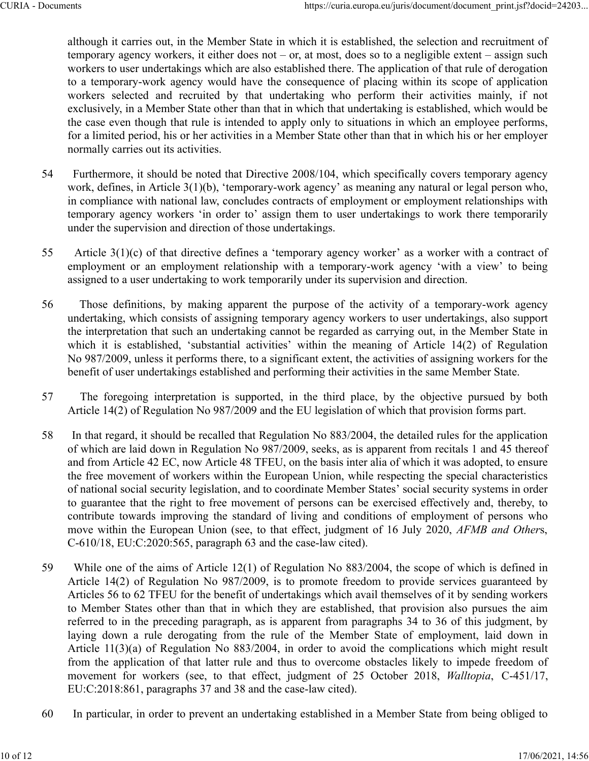although it carries out, in the Member State in which it is established, the selection and recruitment of temporary agency workers, it either does not – or, at most, does so to a negligible extent – assign such workers to user undertakings which are also established there. The application of that rule of derogation to a temporary-work agency would have the consequence of placing within its scope of application workers selected and recruited by that undertaking who perform their activities mainly, if not exclusively, in a Member State other than that in which that undertaking is established, which would be the case even though that rule is intended to apply only to situations in which an employee performs, for a limited period, his or her activities in a Member State other than that in which his or her employer normally carries out its activities.

54 Furthermore, it should be noted that Directive 2008/104, which specifically covers temporary agency work, defines, in Article 3(1)(b), 'temporary-work agency' as meaning any natural or legal person who, in compliance with national law, concludes contracts of employment or employment relationships with temporary agency workers 'in order to' assign them to user undertakings to work there temporarily under the supervision and direction of those undertakings.

55 Article 3(1)(c) of that directive defines a 'temporary agency worker' as a worker with a contract of employment or an employment relationship with a temporary-work agency 'with a view' to being assigned to a user undertaking to work temporarily under its supervision and direction.

56 Those definitions, by making apparent the purpose of the activity of a temporary-work agency undertaking, which consists of assigning temporary agency workers to user undertakings, also support the interpretation that such an undertaking cannot be regarded as carrying out, in the Member State in which it is established, 'substantial activities' within the meaning of Article 14(2) of Regulation No 987/2009, unless it performs there, to a significant extent, the activities of assigning workers for the benefit of user undertakings established and performing their activities in the same Member State.

57 The foregoing interpretation is supported, in the third place, by the objective pursued by both Article 14(2) of Regulation No 987/2009 and the EU legislation of which that provision forms part.

58 In that regard, it should be recalled that Regulation No 883/2004, the detailed rules for the application of which are laid down in Regulation No 987/2009, seeks, as is apparent from recitals 1 and 45 thereof and from Article 42 EC, now Article 48 TFEU, on the basis inter alia of which it was adopted, to ensure the free movement of workers within the European Union, while respecting the special characteristics of national social security legislation, and to coordinate Member States' social security systems in order to guarantee that the right to free movement of persons can be exercised effectively and, thereby, to contribute towards improving the standard of living and conditions of employment of persons who move within the European Union (see, to that effect, judgment of 16 July 2020, *AFMB and Others*, C-610/18, EU:C:2020:565, paragraph 63 and the case-law cited).

59 While one of the aims of Article 12(1) of Regulation No 883/2004, the scope of which is defined in Article 14(2) of Regulation No 987/2009, is to promote freedom to provide services guaranteed by Articles 56 to 62 TFEU for the benefit of undertakings which avail themselves of it by sending workers to Member States other than that in which they are established, that provision also pursues the aim referred to in the preceding paragraph, as is apparent from paragraphs 34 to 36 of this judgment, by laying down a rule derogating from the rule of the Member State of employment, laid down in Article 11(3)(a) of Regulation No 883/2004, in order to avoid the complications which might result from the application of that latter rule and thus to overcome obstacles likely to impede freedom of movement for workers (see, to that effect, judgment of 25 October 2018, *Walltopia*, C-451/17, EU:C:2018:861, paragraphs 37 and 38 and the case-law cited).

60 In particular, in order to prevent an undertaking established in a Member State from being obliged to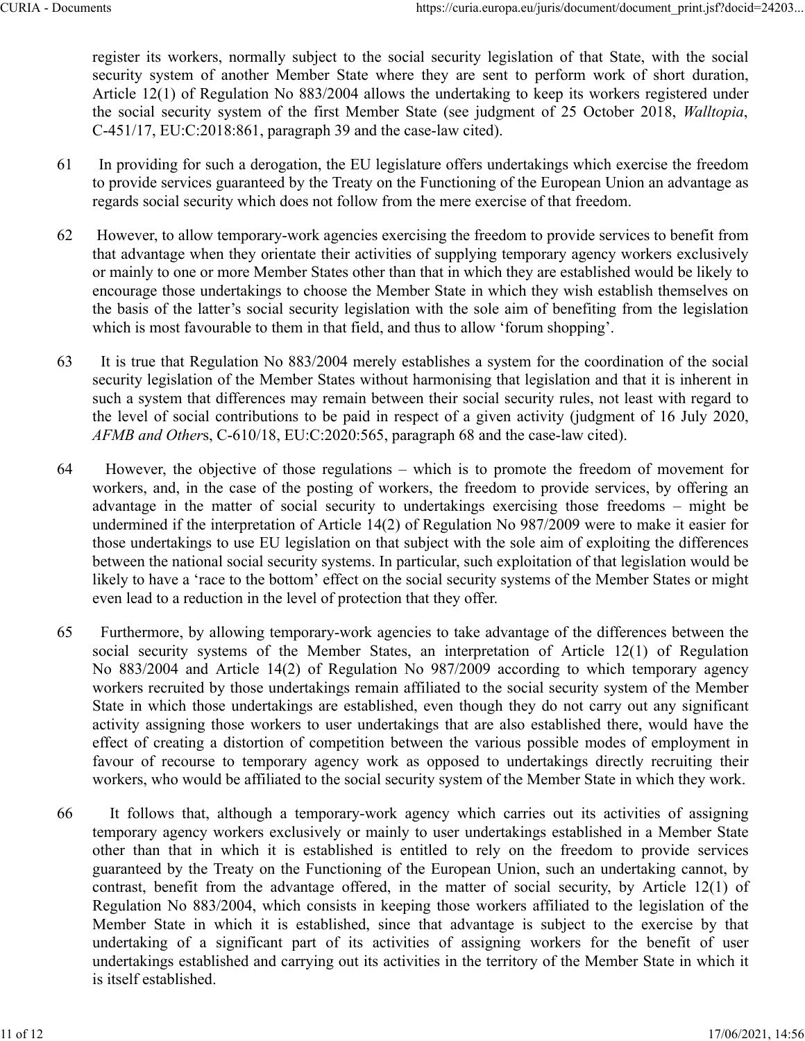register its workers, normally subject to the social security legislation of that State, with the social security system of another Member State where they are sent to perform work of short duration, Article 12(1) of Regulation No 883/2004 allows the undertaking to keep its workers registered under the social security system of the first Member State (see judgment of 25 October 2018, *Walltopia*, C-451/17, EU:C:2018:861, paragraph 39 and the case-law cited).

61 In providing for such a derogation, the EU legislature offers undertakings which exercise the freedom to provide services guaranteed by the Treaty on the Functioning of the European Union an advantage as regards social security which does not follow from the mere exercise of that freedom.

62 However, to allow temporary-work agencies exercising the freedom to provide services to benefit from that advantage when they orientate their activities of supplying temporary agency workers exclusively or mainly to one or more Member States other than that in which they are established would be likely to encourage those undertakings to choose the Member State in which they wish establish themselves on the basis of the latter's social security legislation with the sole aim of benefiting from the legislation which is most favourable to them in that field, and thus to allow 'forum shopping'.

63 It is true that Regulation No 883/2004 merely establishes a system for the coordination of the social security legislation of the Member States without harmonising that legislation and that it is inherent in such a system that differences may remain between their social security rules, not least with regard to the level of social contributions to be paid in respect of a given activity (judgment of 16 July 2020, *AFMB and Others*, C-610/18, EU:C:2020:565, paragraph 68 and the case-law cited).

64 However, the objective of those regulations – which is to promote the freedom of movement for workers, and, in the case of the posting of workers, the freedom to provide services, by offering an advantage in the matter of social security to undertakings exercising those freedoms – might be undermined if the interpretation of Article 14(2) of Regulation No 987/2009 were to make it easier for those undertakings to use EU legislation on that subject with the sole aim of exploiting the differences between the national social security systems. In particular, such exploitation of that legislation would be likely to have a 'race to the bottom' effect on the social security systems of the Member States or might even lead to a reduction in the level of protection that they offer.

65 Furthermore, by allowing temporary-work agencies to take advantage of the differences between the social security systems of the Member States, an interpretation of Article 12(1) of Regulation No 883/2004 and Article 14(2) of Regulation No 987/2009 according to which temporary agency workers recruited by those undertakings remain affiliated to the social security system of the Member State in which those undertakings are established, even though they do not carry out any significant activity assigning those workers to user undertakings that are also established there, would have the effect of creating a distortion of competition between the various possible modes of employment in favour of recourse to temporary agency work as opposed to undertakings directly recruiting their workers, who would be affiliated to the social security system of the Member State in which they work.

66 It follows that, although a temporary-work agency which carries out its activities of assigning temporary agency workers exclusively or mainly to user undertakings established in a Member State other than that in which it is established is entitled to rely on the freedom to provide services guaranteed by the Treaty on the Functioning of the European Union, such an undertaking cannot, by contrast, benefit from the advantage offered, in the matter of social security, by Article 12(1) of Regulation No 883/2004, which consists in keeping those workers affiliated to the legislation of the Member State in which it is established, since that advantage is subject to the exercise by that undertaking of a significant part of its activities of assigning workers for the benefit of user undertakings established and carrying out its activities in the territory of the Member State in which it is itself established.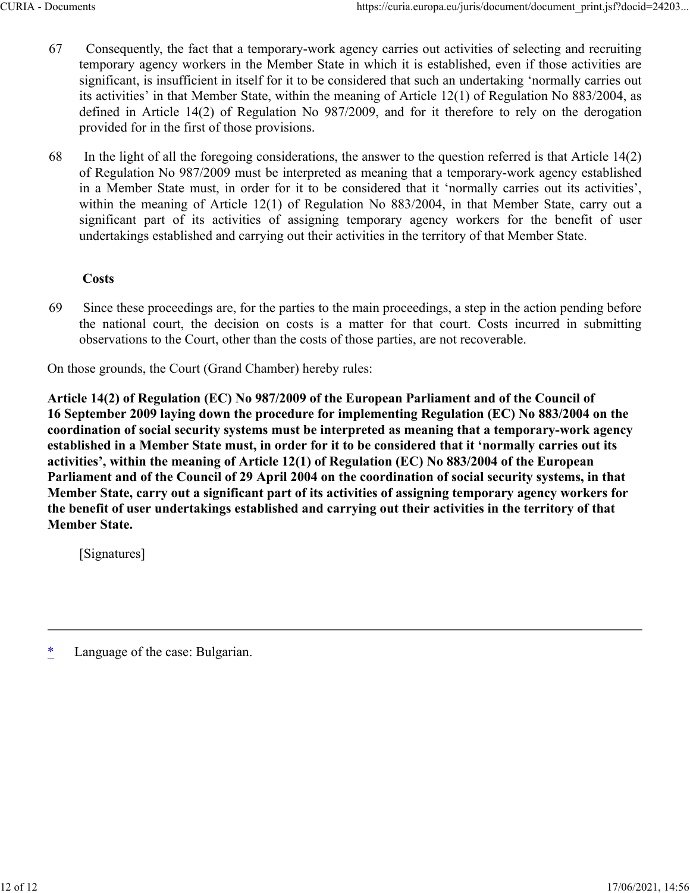67 Consequently, the fact that a temporary-work agency carries out activities of selecting and recruiting temporary agency workers in the Member State in which it is established, even if those activities are significant, is insufficient in itself for it to be considered that such an undertaking 'normally carries out its activities' in that Member State, within the meaning of Article 12(1) of Regulation No 883/2004, as defined in Article 14(2) of Regulation No 987/2009, and for it therefore to rely on the derogation provided for in the first of those provisions.

68 In the light of all the foregoing considerations, the answer to the question referred is that Article 14(2) of Regulation No 987/2009 must be interpreted as meaning that a temporary-work agency established in a Member State must, in order for it to be considered that it 'normally carries out its activities', within the meaning of Article 12(1) of Regulation No 883/2004, in that Member State, carry out a significant part of its activities of assigning temporary agency workers for the benefit of user undertakings established and carrying out their activities in the territory of that Member State.

**Costs**

69 Since these proceedings are, for the parties to the main proceedings, a step in the action pending before the national court, the decision on costs is a matter for that court. Costs incurred in submitting observations to the Court, other than the costs of those parties, are not recoverable.

On those grounds, the Court (Grand Chamber) hereby rules:

**Article 14(2) of Regulation (EC) No 987/2009 of the European Parliament and of the Council of 16 September 2009 laying down the procedure for implementing Regulation (EC) No 883/2004 on the coordination of social security systems must be interpreted as meaning that a temporary-work agency established in a Member State must, in order for it to be considered that it 'normally carries out its activities', within the meaning of Article 12(1) of Regulation (EC) No 883/2004 of the European Parliament and of the Council of 29 April 2004 on the coordination of social security systems, in that Member State, carry out a significant part of its activities of assigning temporary agency workers for the benefit of user undertakings established and carrying out their activities in the territory of that Member State.**

[Signatures]

---

* Language of the case: Bulgarian.